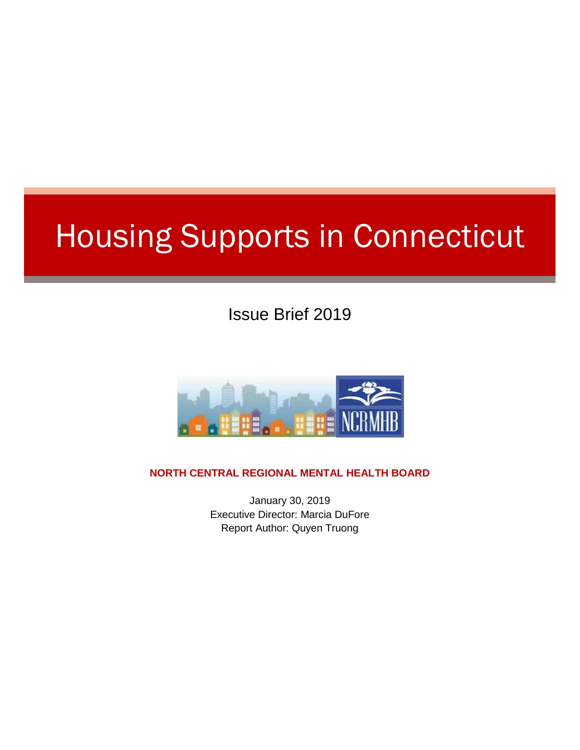# Housing Supports in Connecticut

Issue Brief 2019

**NORTH CENTRAL REGIONAL MENTAL HEALTH BOARD**

January 30, 2019
Executive Director: Marcia DuFore
Report Author: Quyen Truong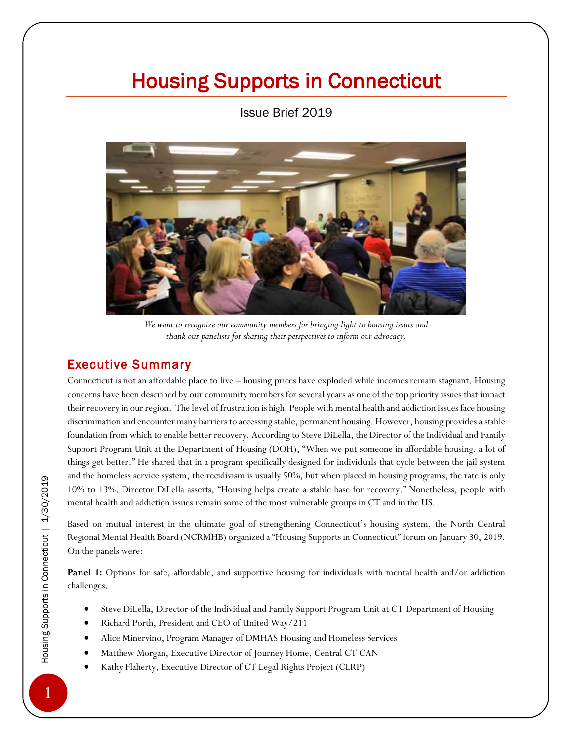# Housing Supports in Connecticut

Issue Brief 2019

*We want to recognize our community members for bringing light to housing issues and thank our panelists for sharing their perspectives to inform our advocacy.*

## Executive Summary

Connecticut is not an affordable place to live – housing prices have exploded while incomes remain stagnant. Housing concerns have been described by our community members for several years as one of the top priority issues that impact their recovery in our region. The level of frustration is high. People with mental health and addiction issues face housing discrimination and encounter many barriers to accessing stable, permanent housing. However, housing provides a stable foundation from which to enable better recovery. According to Steve DiLella, the Director of the Individual and Family Support Program Unit at the Department of Housing (DOH), "When we put someone in affordable housing, a lot of things get better." He shared that in a program specifically designed for individuals that cycle between the jail system and the homeless service system, the recidivism is usually 50%, but when placed in housing programs, the rate is only 10% to 13%. Director DiLella asserts, "Housing helps create a stable base for recovery." Nonetheless, people with mental health and addiction issues remain some of the most vulnerable groups in CT and in the US.

Based on mutual interest in the ultimate goal of strengthening Connecticut's housing system, the North Central Regional Mental Health Board (NCRMHB) organized a "Housing Supports in Connecticut" forum on January 30, 2019. On the panels were:

**Panel 1:** Options for safe, affordable, and supportive housing for individuals with mental health and/or addiction challenges.

- Steve DiLella, Director of the Individual and Family Support Program Unit at CT Department of Housing
- Richard Porth, President and CEO of United Way/211
- Alice Minervino, Program Manager of DMHAS Housing and Homeless Services
- Matthew Morgan, Executive Director of Journey Home, Central CT CAN
- Kathy Flaherty, Executive Director of CT Legal Rights Project (CLRP)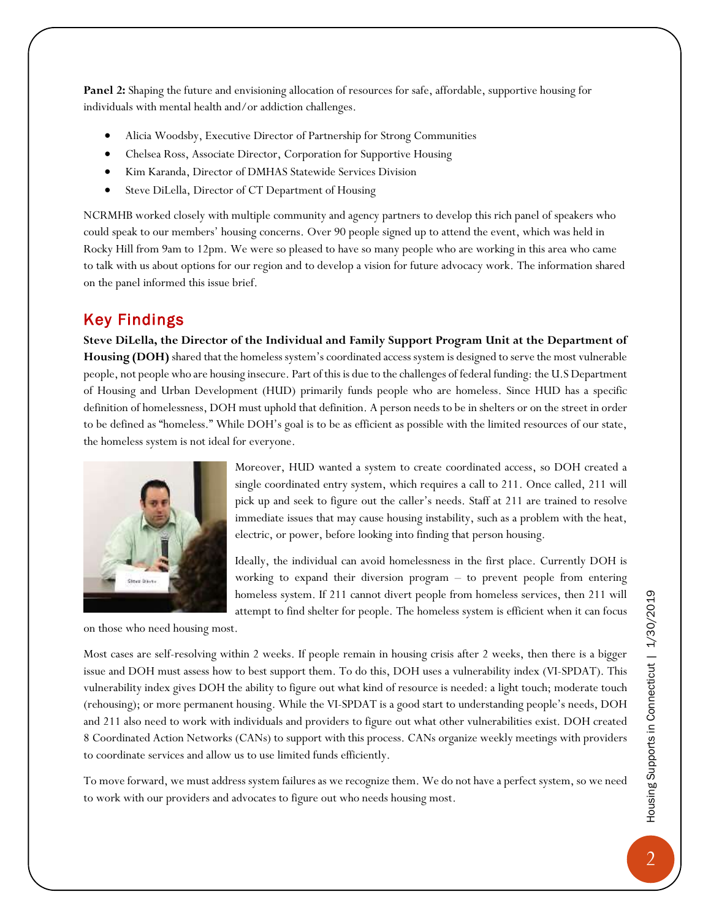**Panel 2:** Shaping the future and envisioning allocation of resources for safe, affordable, supportive housing for individuals with mental health and/or addiction challenges.

- Alicia Woodsby, Executive Director of Partnership for Strong Communities
- Chelsea Ross, Associate Director, Corporation for Supportive Housing
- Kim Karanda, Director of DMHAS Statewide Services Division
- Steve DiLella, Director of CT Department of Housing

NCRMHB worked closely with multiple community and agency partners to develop this rich panel of speakers who could speak to our members' housing concerns. Over 90 people signed up to attend the event, which was held in Rocky Hill from 9am to 12pm. We were so pleased to have so many people who are working in this area who came to talk with us about options for our region and to develop a vision for future advocacy work. The information shared on the panel informed this issue brief.

## Key Findings

**Steve DiLella, the Director of the Individual and Family Support Program Unit at the Department of Housing (DOH)** shared that the homeless system's coordinated access system is designed to serve the most vulnerable people, not people who are housing insecure. Part of this is due to the challenges of federal funding: the U.S Department of Housing and Urban Development (HUD) primarily funds people who are homeless. Since HUD has a specific definition of homelessness, DOH must uphold that definition. A person needs to be in shelters or on the street in order to be defined as "homeless." While DOH's goal is to be as efficient as possible with the limited resources of our state, the homeless system is not ideal for everyone.

Moreover, HUD wanted a system to create coordinated access, so DOH created a single coordinated entry system, which requires a call to 211. Once called, 211 will pick up and seek to figure out the caller's needs. Staff at 211 are trained to resolve immediate issues that may cause housing instability, such as a problem with the heat, electric, or power, before looking into finding that person housing.

Ideally, the individual can avoid homelessness in the first place. Currently DOH is working to expand their diversion program – to prevent people from entering homeless system. If 211 cannot divert people from homeless services, then 211 will attempt to find shelter for people. The homeless system is efficient when it can focus on those who need housing most.

Most cases are self-resolving within 2 weeks. If people remain in housing crisis after 2 weeks, then there is a bigger issue and DOH must assess how to best support them. To do this, DOH uses a vulnerability index (VI-SPDAT). This vulnerability index gives DOH the ability to figure out what kind of resource is needed: a light touch; moderate touch (rehousing); or more permanent housing. While the VI-SPDAT is a good start to understanding people's needs, DOH and 211 also need to work with individuals and providers to figure out what other vulnerabilities exist. DOH created 8 Coordinated Action Networks (CANs) to support with this process. CANs organize weekly meetings with providers to coordinate services and allow us to use limited funds efficiently.

To move forward, we must address system failures as we recognize them. We do not have a perfect system, so we need to work with our providers and advocates to figure out who needs housing most.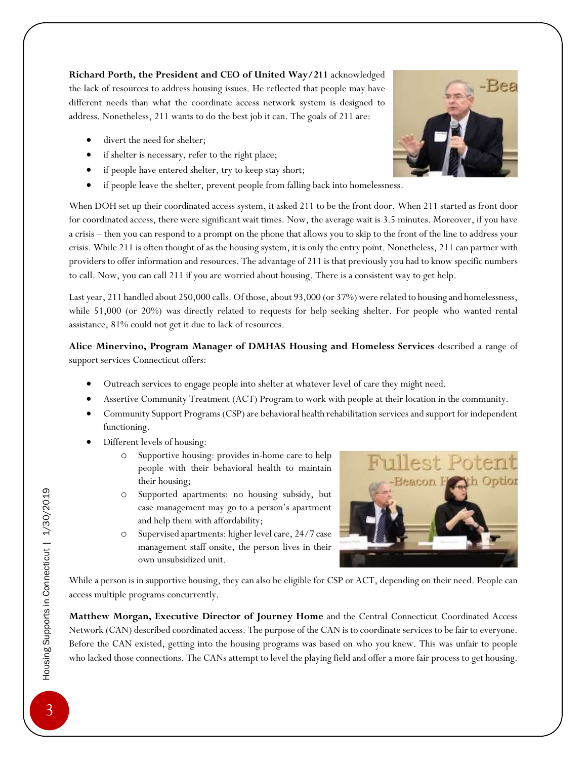**Richard Porth, the President and CEO of United Way/211** acknowledged the lack of resources to address housing issues. He reflected that people may have different needs than what the coordinate access network system is designed to address. Nonetheless, 211 wants to do the best job it can. The goals of 211 are:

- divert the need for shelter;
- if shelter is necessary, refer to the right place;
- if people have entered shelter, try to keep stay short;
- if people leave the shelter, prevent people from falling back into homelessness.

When DOH set up their coordinated access system, it asked 211 to be the front door. When 211 started as front door for coordinated access, there were significant wait times. Now, the average wait is 3.5 minutes. Moreover, if you have a crisis – then you can respond to a prompt on the phone that allows you to skip to the front of the line to address your crisis. While 211 is often thought of as the housing system, it is only the entry point. Nonetheless, 211 can partner with providers to offer information and resources. The advantage of 211 is that previously you had to know specific numbers to call. Now, you can call 211 if you are worried about housing. There is a consistent way to get help.

Last year, 211 handled about 250,000 calls. Of those, about 93,000 (or 37%) were related to housing and homelessness, while 51,000 (or 20%) was directly related to requests for help seeking shelter. For people who wanted rental assistance, 81% could not get it due to lack of resources.

**Alice Minervino, Program Manager of DMHAS Housing and Homeless Services** described a range of support services Connecticut offers:

- Outreach services to engage people into shelter at whatever level of care they might need.
- Assertive Community Treatment (ACT) Program to work with people at their location in the community.
- Community Support Programs (CSP) are behavioral health rehabilitation services and support for independent functioning.
- Different levels of housing:
  - Supportive housing: provides in-home care to help people with their behavioral health to maintain their housing;
  - Supported apartments: no housing subsidy, but case management may go to a person's apartment and help them with affordability;
  - Supervised apartments: higher level care, 24/7 case management staff onsite, the person lives in their own unsubsidized unit.

While a person is in supportive housing, they can also be eligible for CSP or ACT, depending on their need. People can access multiple programs concurrently.

**Matthew Morgan, Executive Director of Journey Home** and the Central Connecticut Coordinated Access Network (CAN) described coordinated access. The purpose of the CAN is to coordinate services to be fair to everyone. Before the CAN existed, getting into the housing programs was based on who you knew. This was unfair to people who lacked those connections. The CANs attempt to level the playing field and offer a more fair process to get housing.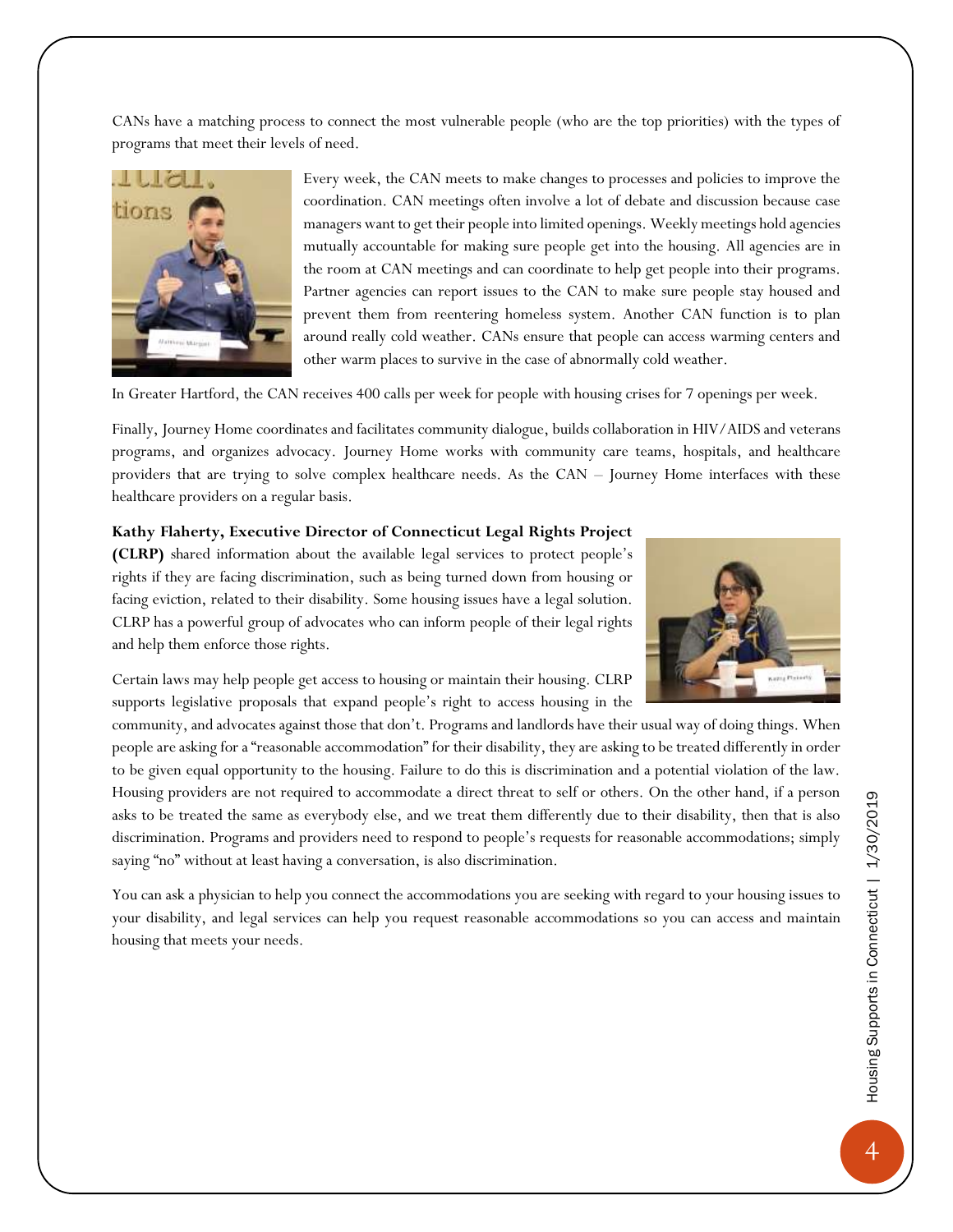CANs have a matching process to connect the most vulnerable people (who are the top priorities) with the types of programs that meet their levels of need.

Every week, the CAN meets to make changes to processes and policies to improve the coordination. CAN meetings often involve a lot of debate and discussion because case managers want to get their people into limited openings. Weekly meetings hold agencies mutually accountable for making sure people get into the housing. All agencies are in the room at CAN meetings and can coordinate to help get people into their programs. Partner agencies can report issues to the CAN to make sure people stay housed and prevent them from reentering homeless system. Another CAN function is to plan around really cold weather. CANs ensure that people can access warming centers and other warm places to survive in the case of abnormally cold weather.

In Greater Hartford, the CAN receives 400 calls per week for people with housing crises for 7 openings per week.

Finally, Journey Home coordinates and facilitates community dialogue, builds collaboration in HIV/AIDS and veterans programs, and organizes advocacy. Journey Home works with community care teams, hospitals, and healthcare providers that are trying to solve complex healthcare needs. As the CAN – Journey Home interfaces with these healthcare providers on a regular basis.

**Kathy Flaherty, Executive Director of Connecticut Legal Rights Project (CLRP)** shared information about the available legal services to protect people's rights if they are facing discrimination, such as being turned down from housing or facing eviction, related to their disability. Some housing issues have a legal solution. CLRP has a powerful group of advocates who can inform people of their legal rights and help them enforce those rights.

Certain laws may help people get access to housing or maintain their housing. CLRP supports legislative proposals that expand people's right to access housing in the community, and advocates against those that don't. Programs and landlords have their usual way of doing things. When people are asking for a "reasonable accommodation" for their disability, they are asking to be treated differently in order to be given equal opportunity to the housing. Failure to do this is discrimination and a potential violation of the law. Housing providers are not required to accommodate a direct threat to self or others. On the other hand, if a person asks to be treated the same as everybody else, and we treat them differently due to their disability, then that is also discrimination. Programs and providers need to respond to people's requests for reasonable accommodations; simply saying "no" without at least having a conversation, is also discrimination.

You can ask a physician to help you connect the accommodations you are seeking with regard to your housing issues to your disability, and legal services can help you request reasonable accommodations so you can access and maintain housing that meets your needs.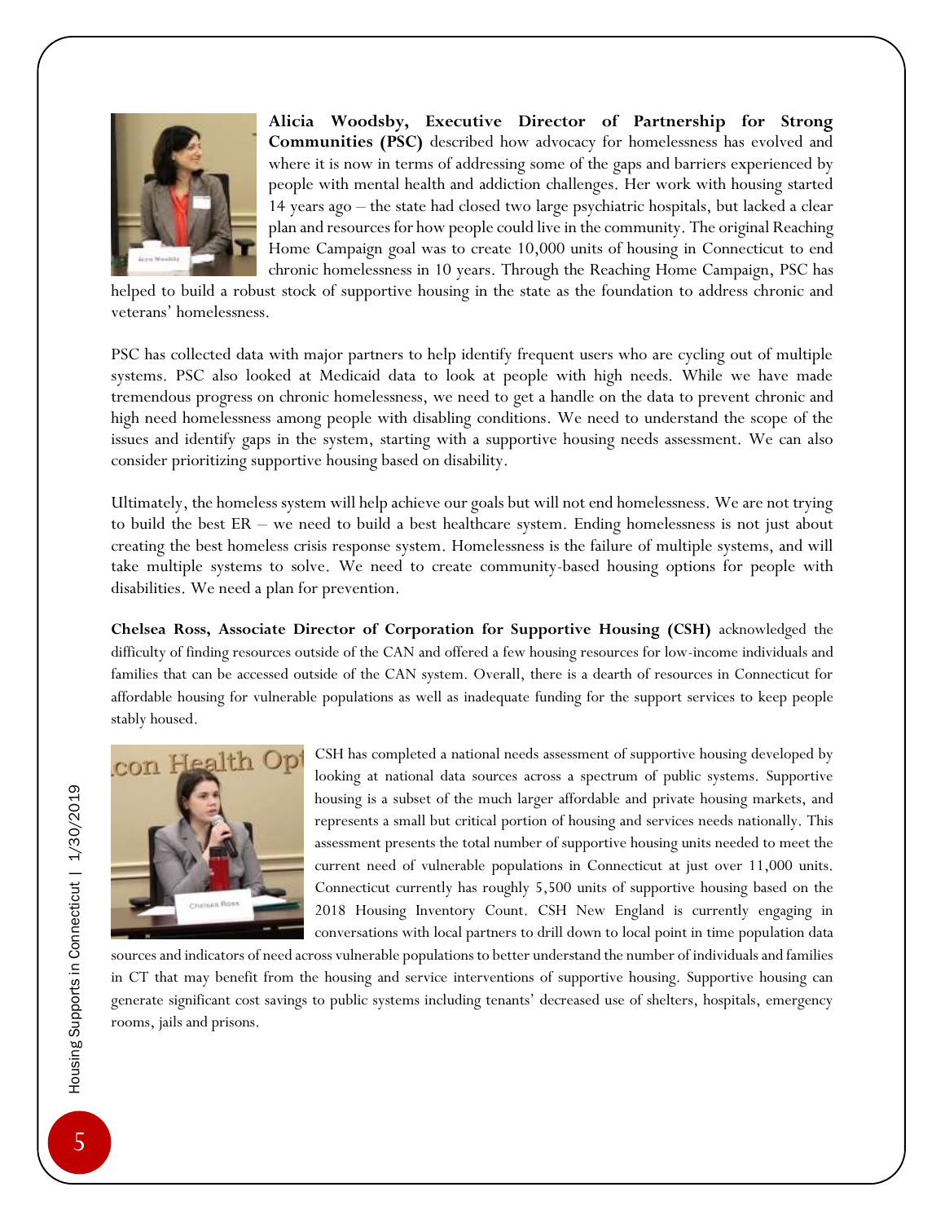**Alicia Woodsby, Executive Director of Partnership for Strong Communities (PSC)** described how advocacy for homelessness has evolved and where it is now in terms of addressing some of the gaps and barriers experienced by people with mental health and addiction challenges. Her work with housing started 14 years ago – the state had closed two large psychiatric hospitals, but lacked a clear plan and resources for how people could live in the community. The original Reaching Home Campaign goal was to create 10,000 units of housing in Connecticut to end chronic homelessness in 10 years. Through the Reaching Home Campaign, PSC has helped to build a robust stock of supportive housing in the state as the foundation to address chronic and veterans' homelessness.

PSC has collected data with major partners to help identify frequent users who are cycling out of multiple systems. PSC also looked at Medicaid data to look at people with high needs. While we have made tremendous progress on chronic homelessness, we need to get a handle on the data to prevent chronic and high need homelessness among people with disabling conditions. We need to understand the scope of the issues and identify gaps in the system, starting with a supportive housing needs assessment. We can also consider prioritizing supportive housing based on disability.

Ultimately, the homeless system will help achieve our goals but will not end homelessness. We are not trying to build the best ER – we need to build a best healthcare system. Ending homelessness is not just about creating the best homeless crisis response system. Homelessness is the failure of multiple systems, and will take multiple systems to solve. We need to create community-based housing options for people with disabilities. We need a plan for prevention.

**Chelsea Ross, Associate Director of Corporation for Supportive Housing (CSH)** acknowledged the difficulty of finding resources outside of the CAN and offered a few housing resources for low-income individuals and families that can be accessed outside of the CAN system. Overall, there is a dearth of resources in Connecticut for affordable housing for vulnerable populations as well as inadequate funding for the support services to keep people stably housed.

CSH has completed a national needs assessment of supportive housing developed by looking at national data sources across a spectrum of public systems. Supportive housing is a subset of the much larger affordable and private housing markets, and represents a small but critical portion of housing and services needs nationally. This assessment presents the total number of supportive housing units needed to meet the current need of vulnerable populations in Connecticut at just over 11,000 units. Connecticut currently has roughly 5,500 units of supportive housing based on the 2018 Housing Inventory Count. CSH New England is currently engaging in conversations with local partners to drill down to local point in time population data sources and indicators of need across vulnerable populations to better understand the number of individuals and families in CT that may benefit from the housing and service interventions of supportive housing. Supportive housing can generate significant cost savings to public systems including tenants' decreased use of shelters, hospitals, emergency rooms, jails and prisons.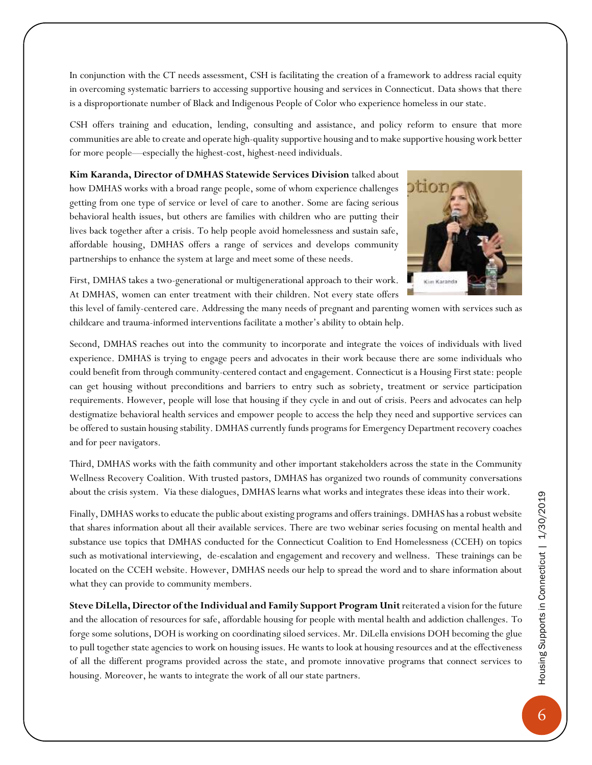In conjunction with the CT needs assessment, CSH is facilitating the creation of a framework to address racial equity in overcoming systematic barriers to accessing supportive housing and services in Connecticut. Data shows that there is a disproportionate number of Black and Indigenous People of Color who experience homeless in our state.

CSH offers training and education, lending, consulting and assistance, and policy reform to ensure that more communities are able to create and operate high-quality supportive housing and to make supportive housing work better for more people—especially the highest-cost, highest-need individuals.

**Kim Karanda, Director of DMHAS Statewide Services Division** talked about how DMHAS works with a broad range people, some of whom experience challenges getting from one type of service or level of care to another. Some are facing serious behavioral health issues, but others are families with children who are putting their lives back together after a crisis. To help people avoid homelessness and sustain safe, affordable housing, DMHAS offers a range of services and develops community partnerships to enhance the system at large and meet some of these needs.

First, DMHAS takes a two-generational or multigenerational approach to their work. At DMHAS, women can enter treatment with their children. Not every state offers this level of family-centered care. Addressing the many needs of pregnant and parenting women with services such as childcare and trauma-informed interventions facilitate a mother's ability to obtain help.

Second, DMHAS reaches out into the community to incorporate and integrate the voices of individuals with lived experience. DMHAS is trying to engage peers and advocates in their work because there are some individuals who could benefit from through community-centered contact and engagement. Connecticut is a Housing First state: people can get housing without preconditions and barriers to entry such as sobriety, treatment or service participation requirements. However, people will lose that housing if they cycle in and out of crisis. Peers and advocates can help destigmatize behavioral health services and empower people to access the help they need and supportive services can be offered to sustain housing stability. DMHAS currently funds programs for Emergency Department recovery coaches and for peer navigators.

Third, DMHAS works with the faith community and other important stakeholders across the state in the Community Wellness Recovery Coalition. With trusted pastors, DMHAS has organized two rounds of community conversations about the crisis system. Via these dialogues, DMHAS learns what works and integrates these ideas into their work.

Finally, DMHAS works to educate the public about existing programs and offers trainings. DMHAS has a robust website that shares information about all their available services. There are two webinar series focusing on mental health and substance use topics that DMHAS conducted for the Connecticut Coalition to End Homelessness (CCEH) on topics such as motivational interviewing, de-escalation and engagement and recovery and wellness. These trainings can be located on the CCEH website. However, DMHAS needs our help to spread the word and to share information about what they can provide to community members.

**Steve DiLella, Director of the Individual and Family Support Program Unit** reiterated a vision for the future and the allocation of resources for safe, affordable housing for people with mental health and addiction challenges. To forge some solutions, DOH is working on coordinating siloed services. Mr. DiLella envisions DOH becoming the glue to pull together state agencies to work on housing issues. He wants to look at housing resources and at the effectiveness of all the different programs provided across the state, and promote innovative programs that connect services to housing. Moreover, he wants to integrate the work of all our state partners.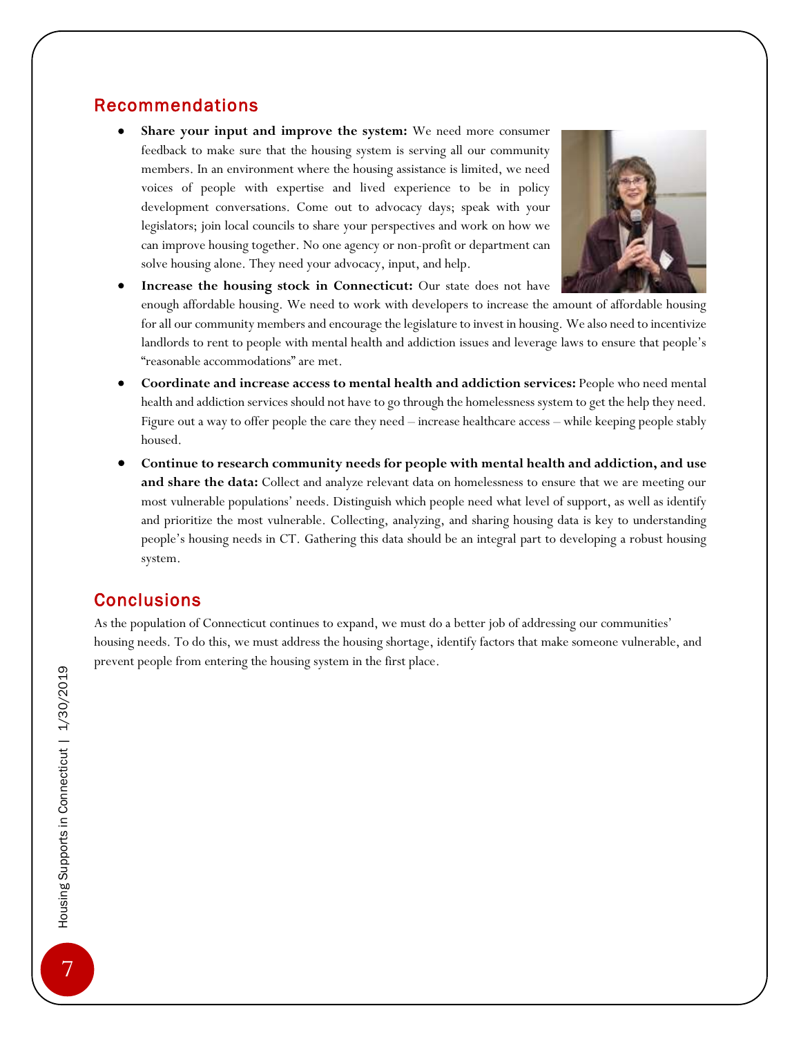## Recommendations

- **Share your input and improve the system:** We need more consumer feedback to make sure that the housing system is serving all our community members. In an environment where the housing assistance is limited, we need voices of people with expertise and lived experience to be in policy development conversations. Come out to advocacy days; speak with your legislators; join local councils to share your perspectives and work on how we can improve housing together. No one agency or non-profit or department can solve housing alone. They need your advocacy, input, and help.
- **Increase the housing stock in Connecticut:** Our state does not have enough affordable housing. We need to work with developers to increase the amount of affordable housing for all our community members and encourage the legislature to invest in housing. We also need to incentivize landlords to rent to people with mental health and addiction issues and leverage laws to ensure that people's "reasonable accommodations" are met.
- **Coordinate and increase access to mental health and addiction services:** People who need mental health and addiction services should not have to go through the homelessness system to get the help they need. Figure out a way to offer people the care they need – increase healthcare access – while keeping people stably housed.
- **Continue to research community needs for people with mental health and addiction, and use and share the data:** Collect and analyze relevant data on homelessness to ensure that we are meeting our most vulnerable populations' needs. Distinguish which people need what level of support, as well as identify and prioritize the most vulnerable. Collecting, analyzing, and sharing housing data is key to understanding people's housing needs in CT. Gathering this data should be an integral part to developing a robust housing system.

## Conclusions

As the population of Connecticut continues to expand, we must do a better job of addressing our communities' housing needs. To do this, we must address the housing shortage, identify factors that make someone vulnerable, and prevent people from entering the housing system in the first place.